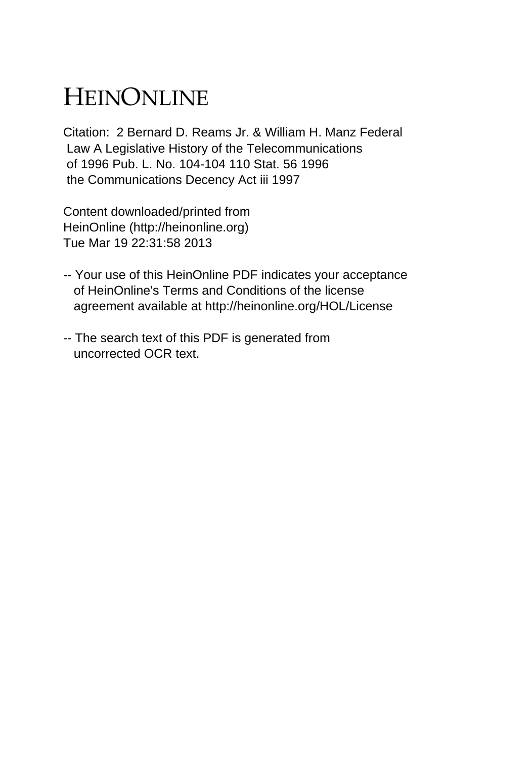# HEINONLINE

Citation: 2 Bernard D. Reams Jr. & William H. Manz Federal Law A Legislative History of the Telecommunications of 1996 Pub. L. No. 104-104 110 Stat. 56 1996 the Communications Decency Act iii 1997

Content downloaded/printed from HeinOnline (http://heinonline.org) Tue Mar 19 22:31:58 2013

- -- Your use of this HeinOnline PDF indicates your acceptance of HeinOnline's Terms and Conditions of the license agreement available at http://heinonline.org/HOL/License

- -- The search text of this PDF is generated from uncorrected OCR text.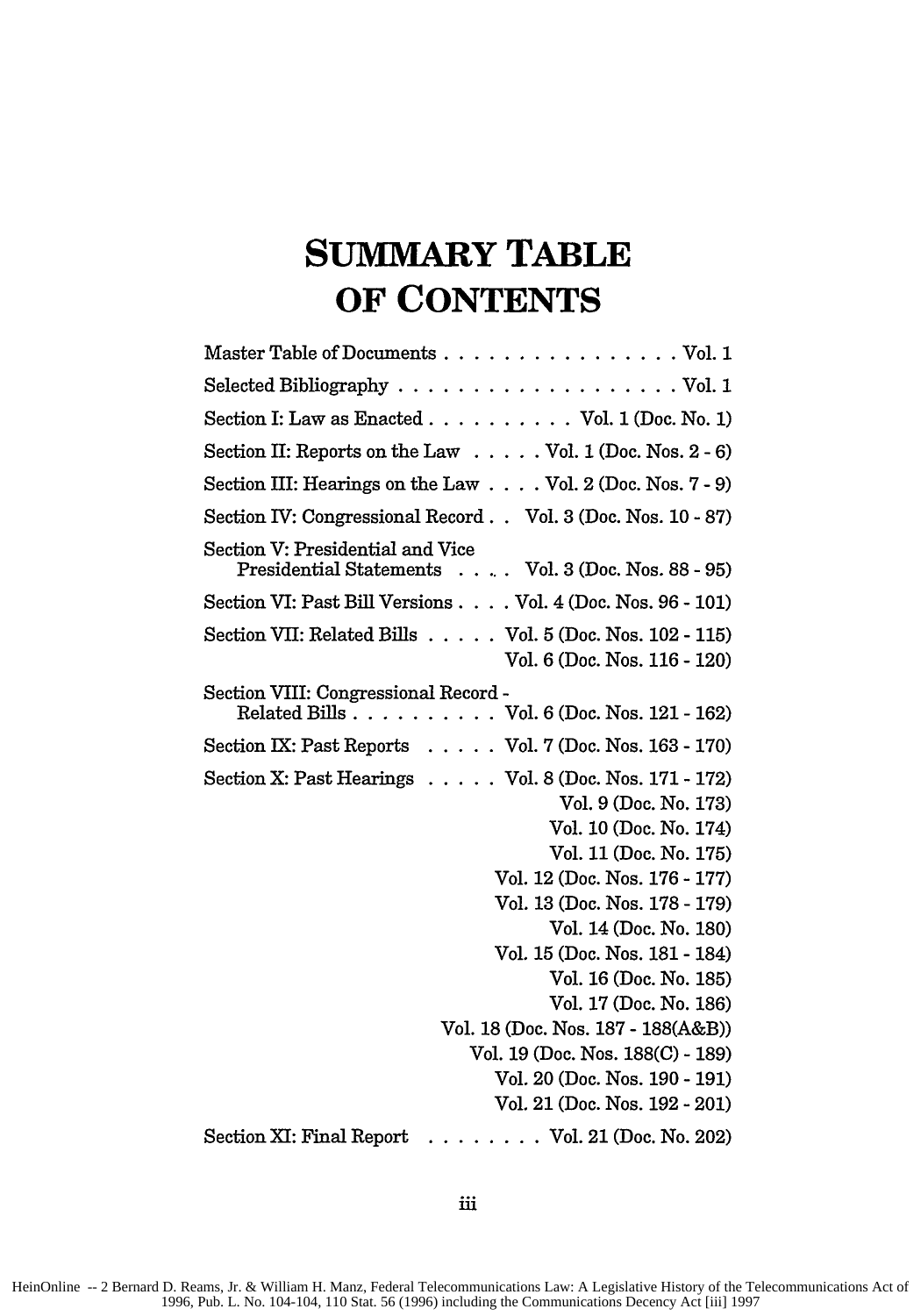# SUMMARY TABLE OF CONTENTS

| | |
|---|---|
| Master Table of Documents | Vol. 1 |
| Selected Bibliography | Vol. 1 |
| Section I: Law as Enacted | Vol. 1 (Doc. No. 1) |
| Section II: Reports on the Law | Vol. 1 (Doc. Nos. 2 - 6) |
| Section III: Hearings on the Law | Vol. 2 (Doc. Nos. 7 - 9) |
| Section IV: Congressional Record | Vol. 3 (Doc. Nos. 10 - 87) |
| Section V: Presidential and Vice Presidential Statements | Vol. 3 (Doc. Nos. 88 - 95) |
| Section VI: Past Bill Versions | Vol. 4 (Doc. Nos. 96 - 101) |
| Section VII: Related Bills | Vol. 5 (Doc. Nos. 102 - 115) |
| | Vol. 6 (Doc. Nos. 116 - 120) |
| Section VIII: Congressional Record - Related Bills | Vol. 6 (Doc. Nos. 121 - 162) |
| Section IX: Past Reports | Vol. 7 (Doc. Nos. 163 - 170) |
| Section X: Past Hearings | Vol. 8 (Doc. Nos. 171 - 172) |
| | Vol. 9 (Doc. No. 173) |
| | Vol. 10 (Doc. No. 174) |
| | Vol. 11 (Doc. No. 175) |
| | Vol. 12 (Doc. Nos. 176 - 177) |
| | Vol. 13 (Doc. Nos. 178 - 179) |
| | Vol. 14 (Doc. No. 180) |
| | Vol. 15 (Doc. Nos. 181 - 184) |
| | Vol. 16 (Doc. No. 185) |
| | Vol. 17 (Doc. No. 186) |
| | Vol. 18 (Doc. Nos. 187 - 188(A&B)) |
| | Vol. 19 (Doc. Nos. 188(C) - 189) |
| | Vol. 20 (Doc. Nos. 190 - 191) |
| | Vol. 21 (Doc. Nos. 192 - 201) |
| Section XI: Final Report | Vol. 21 (Doc. No. 202) |